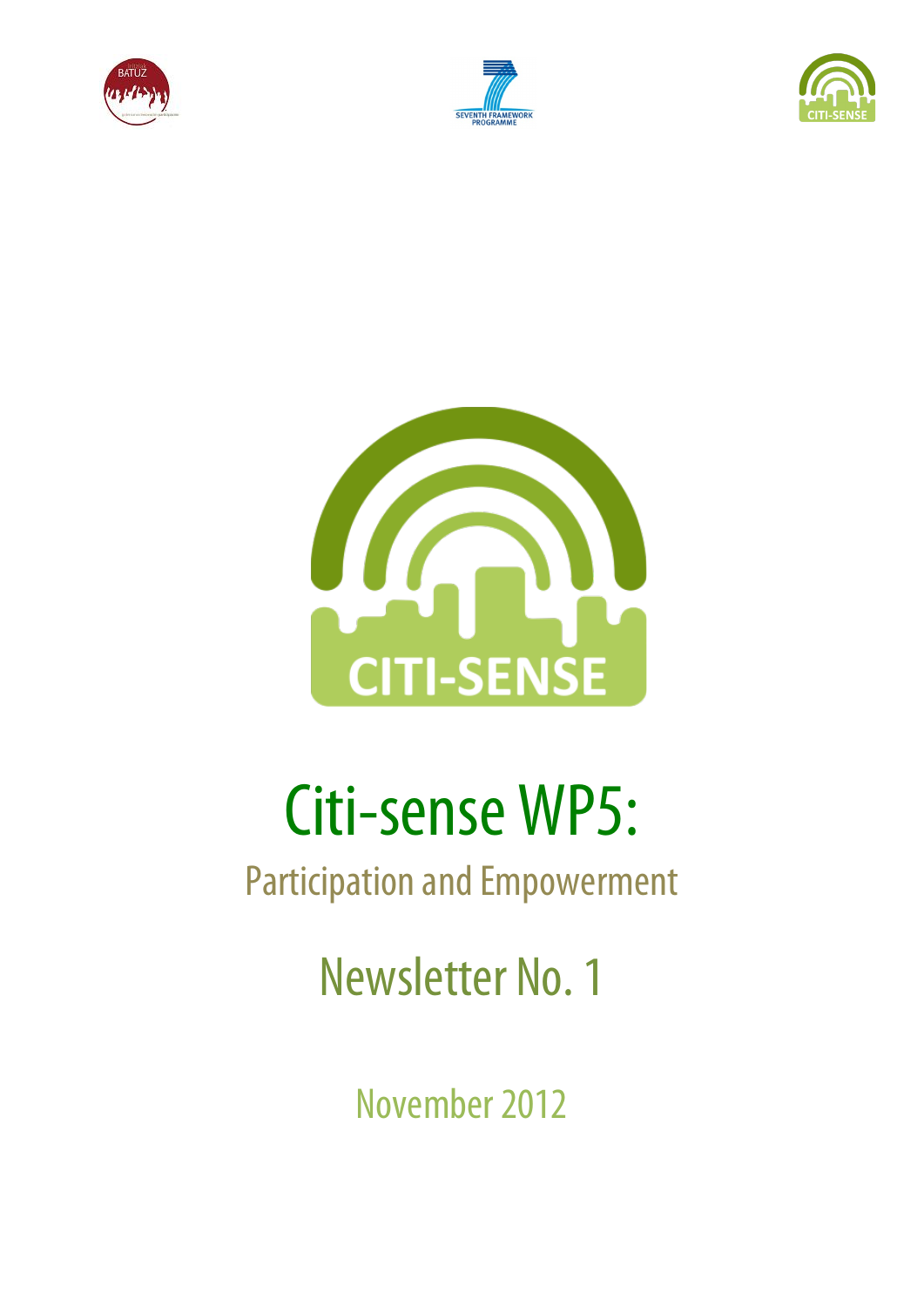# Citi-sense WP5:

## Participation and Empowerment

## Newsletter No. 1

November 2012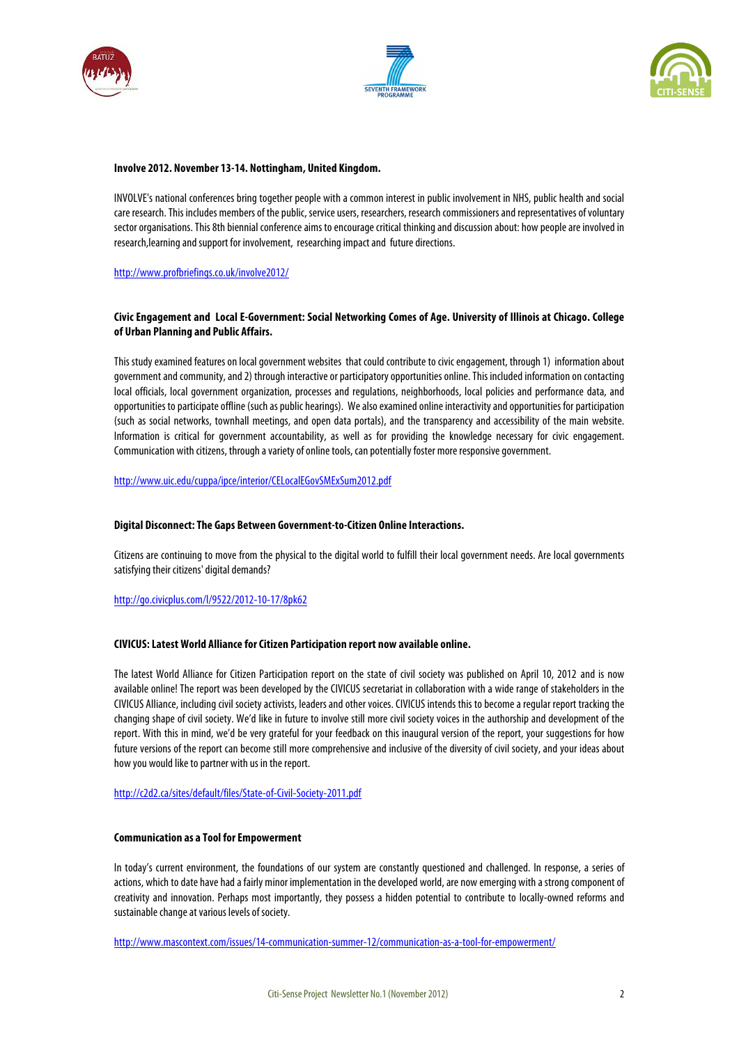**Involve 2012. November 13-14. Nottingham, United Kingdom.**

INVOLVE's national conferences bring together people with a common interest in public involvement in NHS, public health and social care research. This includes members of the public, service users, researchers, research commissioners and representatives of voluntary sector organisations. This 8th biennial conference aims to encourage critical thinking and discussion about: how people are involved in research,learning and support for involvement, researching impact and future directions.

http://www.profbriefings.co.uk/involve2012/

**Civic Engagement and Local E-Government: Social Networking Comes of Age. University of Illinois at Chicago. College of Urban Planning and Public Affairs.**

This study examined features on local government websites that could contribute to civic engagement, through 1) information about government and community, and 2) through interactive or participatory opportunities online. This included information on contacting local officials, local government organization, processes and regulations, neighborhoods, local policies and performance data, and opportunities to participate offline (such as public hearings). We also examined online interactivity and opportunities for participation (such as social networks, townhall meetings, and open data portals), and the transparency and accessibility of the main website. Information is critical for government accountability, as well as for providing the knowledge necessary for civic engagement. Communication with citizens, through a variety of online tools, can potentially foster more responsive government.

http://www.uic.edu/cuppa/ipce/interior/CELocalEGovSMExSum2012.pdf

**Digital Disconnect: The Gaps Between Government-to-Citizen Online Interactions.**

Citizens are continuing to move from the physical to the digital world to fulfill their local government needs. Are local governments satisfying their citizens' digital demands?

http://go.civicplus.com/l/9522/2012-10-17/8pk62

**CIVICUS: Latest World Alliance for Citizen Participation report now available online.**

The latest World Alliance for Citizen Participation report on the state of civil society was published on April 10, 2012 and is now available online! The report was been developed by the CIVICUS secretariat in collaboration with a wide range of stakeholders in the CIVICUS Alliance, including civil society activists, leaders and other voices. CIVICUS intends this to become a regular report tracking the changing shape of civil society. We'd like in future to involve still more civil society voices in the authorship and development of the report. With this in mind, we'd be very grateful for your feedback on this inaugural version of the report, your suggestions for how future versions of the report can become still more comprehensive and inclusive of the diversity of civil society, and your ideas about how you would like to partner with us in the report.

http://c2d2.ca/sites/default/files/State-of-Civil-Society-2011.pdf

**Communication as a Tool for Empowerment**

In today's current environment, the foundations of our system are constantly questioned and challenged. In response, a series of actions, which to date have had a fairly minor implementation in the developed world, are now emerging with a strong component of creativity and innovation. Perhaps most importantly, they possess a hidden potential to contribute to locally-owned reforms and sustainable change at various levels of society.

http://www.mascontext.com/issues/14-communication-summer-12/communication-as-a-tool-for-empowerment/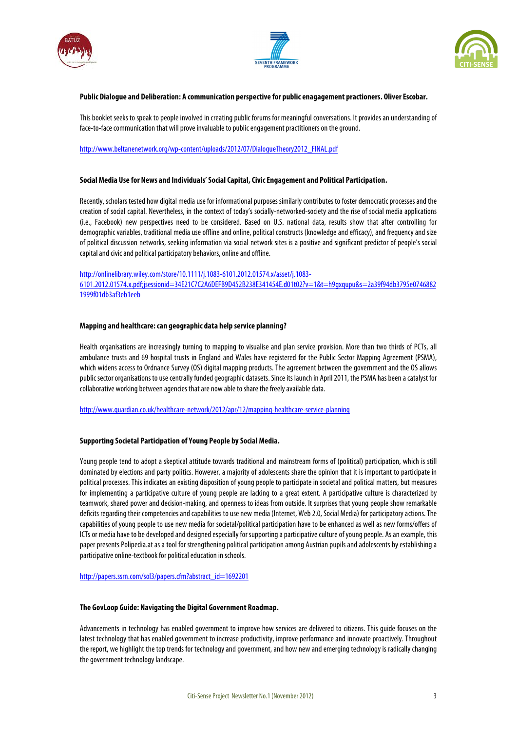**Public Dialogue and Deliberation: A communication perspective for public enagagement practioners. Oliver Escobar.**

This booklet seeks to speak to people involved in creating public forums for meaningful conversations. It provides an understanding of face-to-face communication that will prove invaluable to public engagement practitioners on the ground.

http://www.beltanenetwork.org/wp-content/uploads/2012/07/DialogueTheory2012_FINAL.pdf

**Social Media Use for News and Individuals' Social Capital, Civic Engagement and Political Participation.**

Recently, scholars tested how digital media use for informational purposes similarly contributes to foster democratic processes and the creation of social capital. Nevertheless, in the context of today's socially-networked-society and the rise of social media applications (i.e., Facebook) new perspectives need to be considered. Based on U.S. national data, results show that after controlling for demographic variables, traditional media use offline and online, political constructs (knowledge and efficacy), and frequency and size of political discussion networks, seeking information via social network sites is a positive and significant predictor of people's social capital and civic and political participatory behaviors, online and offline.

http://onlinelibrary.wiley.com/store/10.1111/j.1083-6101.2012.01574.x/asset/j.1083-6101.2012.01574.x.pdf;jsessionid=34E21C7C2A6DEFB9D452B238E341454E.d01t02?v=1&t=h9gxqupu&s=2a39f94db3795e07468821999f01db3af3eb1eeb

**Mapping and healthcare: can geographic data help service planning?**

Health organisations are increasingly turning to mapping to visualise and plan service provision. More than two thirds of PCTs, all ambulance trusts and 69 hospital trusts in England and Wales have registered for the Public Sector Mapping Agreement (PSMA), which widens access to Ordnance Survey (OS) digital mapping products. The agreement between the government and the OS allows public sector organisations to use centrally funded geographic datasets. Since its launch in April 2011, the PSMA has been a catalyst for collaborative working between agencies that are now able to share the freely available data.

http://www.guardian.co.uk/healthcare-network/2012/apr/12/mapping-healthcare-service-planning

**Supporting Societal Participation of Young People by Social Media.**

Young people tend to adopt a skeptical attitude towards traditional and mainstream forms of (political) participation, which is still dominated by elections and party politics. However, a majority of adolescents share the opinion that it is important to participate in political processes. This indicates an existing disposition of young people to participate in societal and political matters, but measures for implementing a participative culture of young people are lacking to a great extent. A participative culture is characterized by teamwork, shared power and decision-making, and openness to ideas from outside. It surprises that young people show remarkable deficits regarding their competencies and capabilities to use new media (Internet, Web 2.0, Social Media) for participatory actions. The capabilities of young people to use new media for societal/political participation have to be enhanced as well as new forms/offers of ICTs or media have to be developed and designed especially for supporting a participative culture of young people. As an example, this paper presents Polipedia.at as a tool for strengthening political participation among Austrian pupils and adolescents by establishing a participative online-textbook for political education in schools.

http://papers.ssrn.com/sol3/papers.cfm?abstract_id=1692201

**The GovLoop Guide: Navigating the Digital Government Roadmap.**

Advancements in technology has enabled government to improve how services are delivered to citizens. This guide focuses on the latest technology that has enabled government to increase productivity, improve performance and innovate proactively. Throughout the report, we highlight the top trends for technology and government, and how new and emerging technology is radically changing the government technology landscape.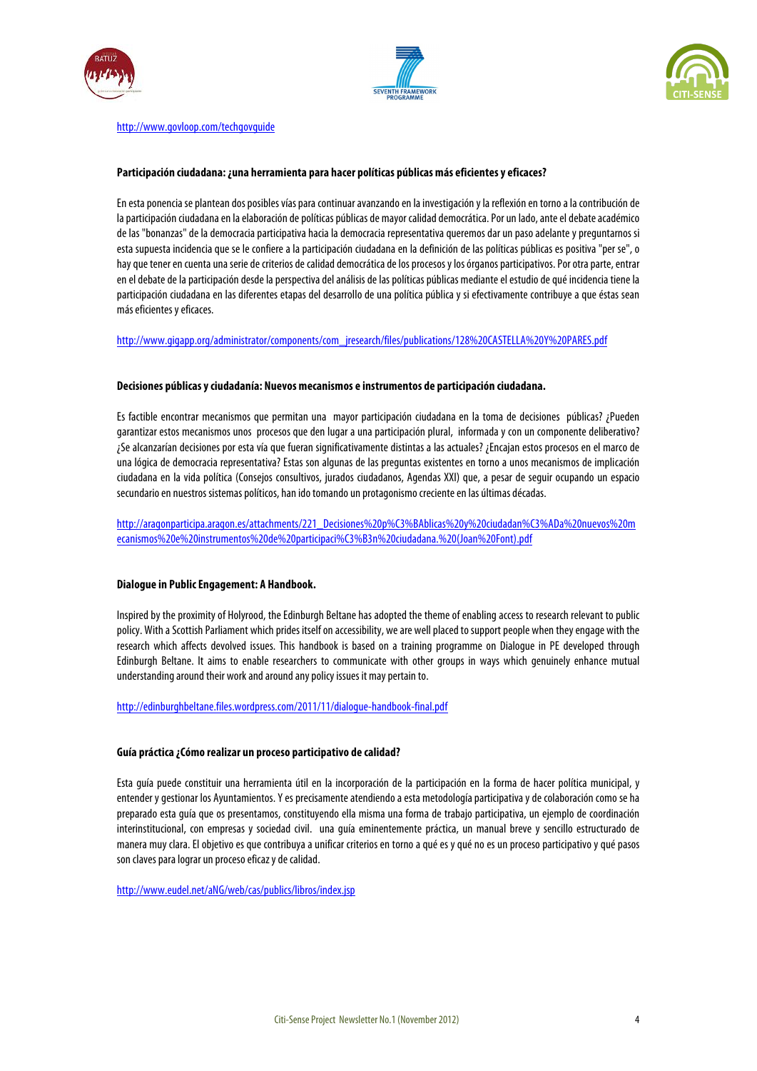http://www.govloop.com/techgovguide

**Participación ciudadana: ¿una herramienta para hacer políticas públicas más eficientes y eficaces?**

En esta ponencia se plantean dos posibles vías para continuar avanzando en la investigación y la reflexión en torno a la contribución de la participación ciudadana en la elaboración de políticas públicas de mayor calidad democrática. Por un lado, ante el debate académico de las "bonanzas" de la democracia participativa hacia la democracia representativa queremos dar un paso adelante y preguntarnos si esta supuesta incidencia que se le confiere a la participación ciudadana en la definición de las políticas públicas es positiva "per se", o hay que tener en cuenta una serie de criterios de calidad democrática de los procesos y los órganos participativos. Por otra parte, entrar en el debate de la participación desde la perspectiva del análisis de las políticas públicas mediante el estudio de qué incidencia tiene la participación ciudadana en las diferentes etapas del desarrollo de una política pública y si efectivamente contribuye a que éstas sean más eficientes y eficaces.

http://www.gigapp.org/administrator/components/com_jresearch/files/publications/128%20CASTELLA%20Y%20PARES.pdf

**Decisiones públicas y ciudadanía: Nuevos mecanismos e instrumentos de participación ciudadana.**

Es factible encontrar mecanismos que permitan una mayor participación ciudadana en la toma de decisiones públicas? ¿Pueden garantizar estos mecanismos unos procesos que den lugar a una participación plural, informada y con un componente deliberativo? ¿Se alcanzarían decisiones por esta vía que fueran significativamente distintas a las actuales? ¿Encajan estos procesos en el marco de una lógica de democracia representativa? Estas son algunas de las preguntas existentes en torno a unos mecanismos de implicación ciudadana en la vida política (Consejos consultivos, jurados ciudadanos, Agendas XXI) que, a pesar de seguir ocupando un espacio secundario en nuestros sistemas políticos, han ido tomando un protagonismo creciente en las últimas décadas.

http://aragonparticipa.aragon.es/attachments/221_Decisiones%20p%C3%BAblicas%20y%20ciudadan%C3%ADa%20nuevos%20mecanismos%20e%20instrumentos%20de%20participaci%C3%B3n%20ciudadana.%20(Joan%20Font).pdf

**Dialogue in Public Engagement: A Handbook.**

Inspired by the proximity of Holyrood, the Edinburgh Beltane has adopted the theme of enabling access to research relevant to public policy. With a Scottish Parliament which prides itself on accessibility, we are well placed to support people when they engage with the research which affects devolved issues. This handbook is based on a training programme on Dialogue in PE developed through Edinburgh Beltane. It aims to enable researchers to communicate with other groups in ways which genuinely enhance mutual understanding around their work and around any policy issues it may pertain to.

http://edinburghbeltane.files.wordpress.com/2011/11/dialogue-handbook-final.pdf

**Guía práctica ¿Cómo realizar un proceso participativo de calidad?**

Esta guía puede constituir una herramienta útil en la incorporación de la participación en la forma de hacer política municipal, y entender y gestionar los Ayuntamientos. Y es precisamente atendiendo a esta metodología participativa y de colaboración como se ha preparado esta guía que os presentamos, constituyendo ella misma una forma de trabajo participativa, un ejemplo de coordinación interinstitucional, con empresas y sociedad civil. una guía eminentemente práctica, un manual breve y sencillo estructurado de manera muy clara. El objetivo es que contribuya a unificar criterios en torno a qué es y qué no es un proceso participativo y qué pasos son claves para lograr un proceso eficaz y de calidad.

http://www.eudel.net/aNG/web/cas/publics/libros/index.jsp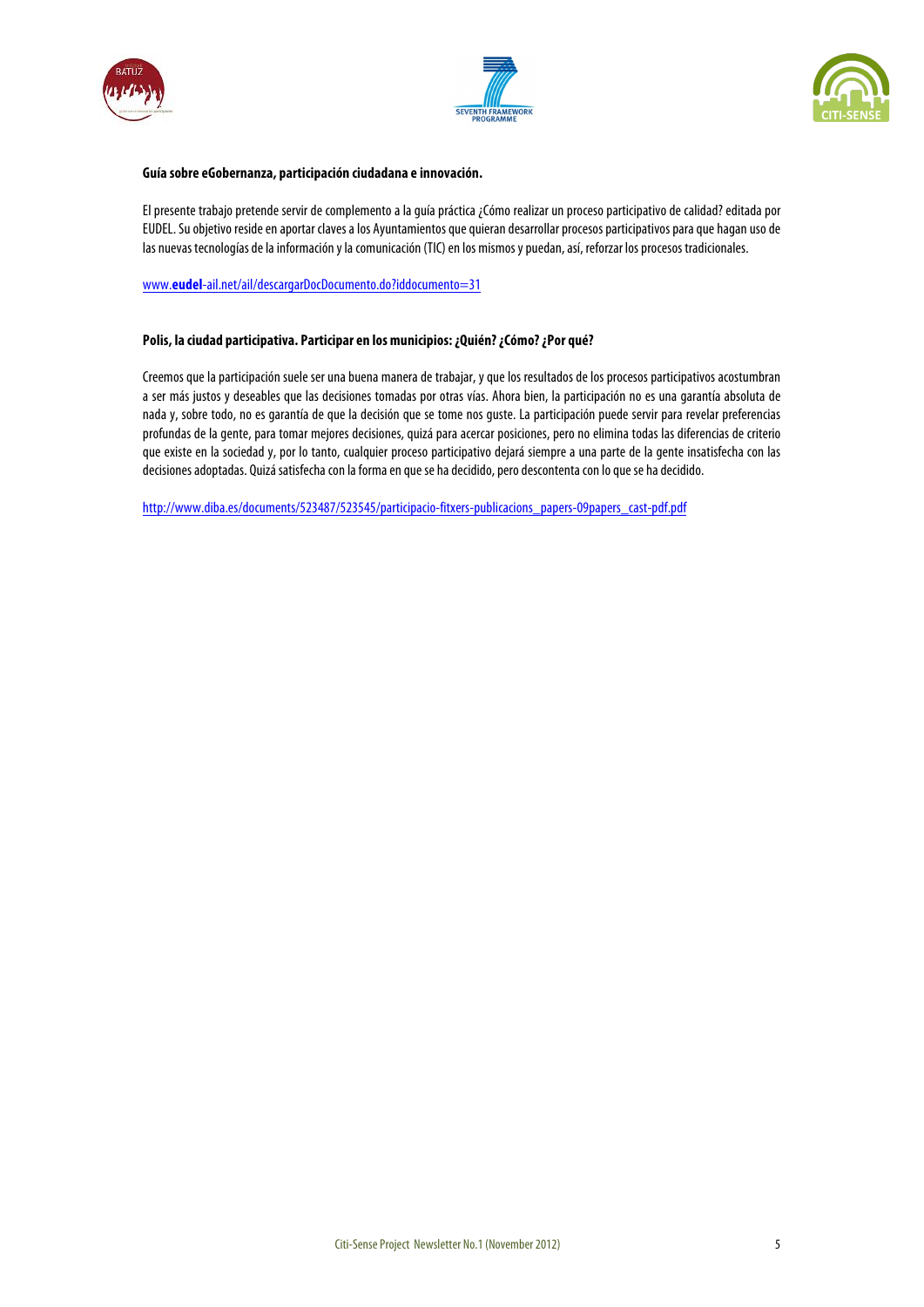**Guía sobre eGobernanza, participación ciudadana e innovación.**

El presente trabajo pretende servir de complemento a la guía práctica ¿Cómo realizar un proceso participativo de calidad? editada por EUDEL. Su objetivo reside en aportar claves a los Ayuntamientos que quieran desarrollar procesos participativos para que hagan uso de las nuevas tecnologías de la información y la comunicación (TIC) en los mismos y puedan, así, reforzar los procesos tradicionales.

www.**eudel**-ail.net/ail/descargarDocDocumento.do?iddocumento=31

**Polis, la ciudad participativa. Participar en los municipios: ¿Quién? ¿Cómo? ¿Por qué?**

Creemos que la participación suele ser una buena manera de trabajar, y que los resultados de los procesos participativos acostumbran a ser más justos y deseables que las decisiones tomadas por otras vías. Ahora bien, la participación no es una garantía absoluta de nada y, sobre todo, no es garantía de que la decisión que se tome nos guste. La participación puede servir para revelar preferencias profundas de la gente, para tomar mejores decisiones, quizá para acercar posiciones, pero no elimina todas las diferencias de criterio que existe en la sociedad y, por lo tanto, cualquier proceso participativo dejará siempre a una parte de la gente insatisfecha con las decisiones adoptadas. Quizá satisfecha con la forma en que se ha decidido, pero descontenta con lo que se ha decidido.

http://www.diba.es/documents/523487/523545/participacio-fitxers-publicacions_papers-09papers_cast-pdf.pdf